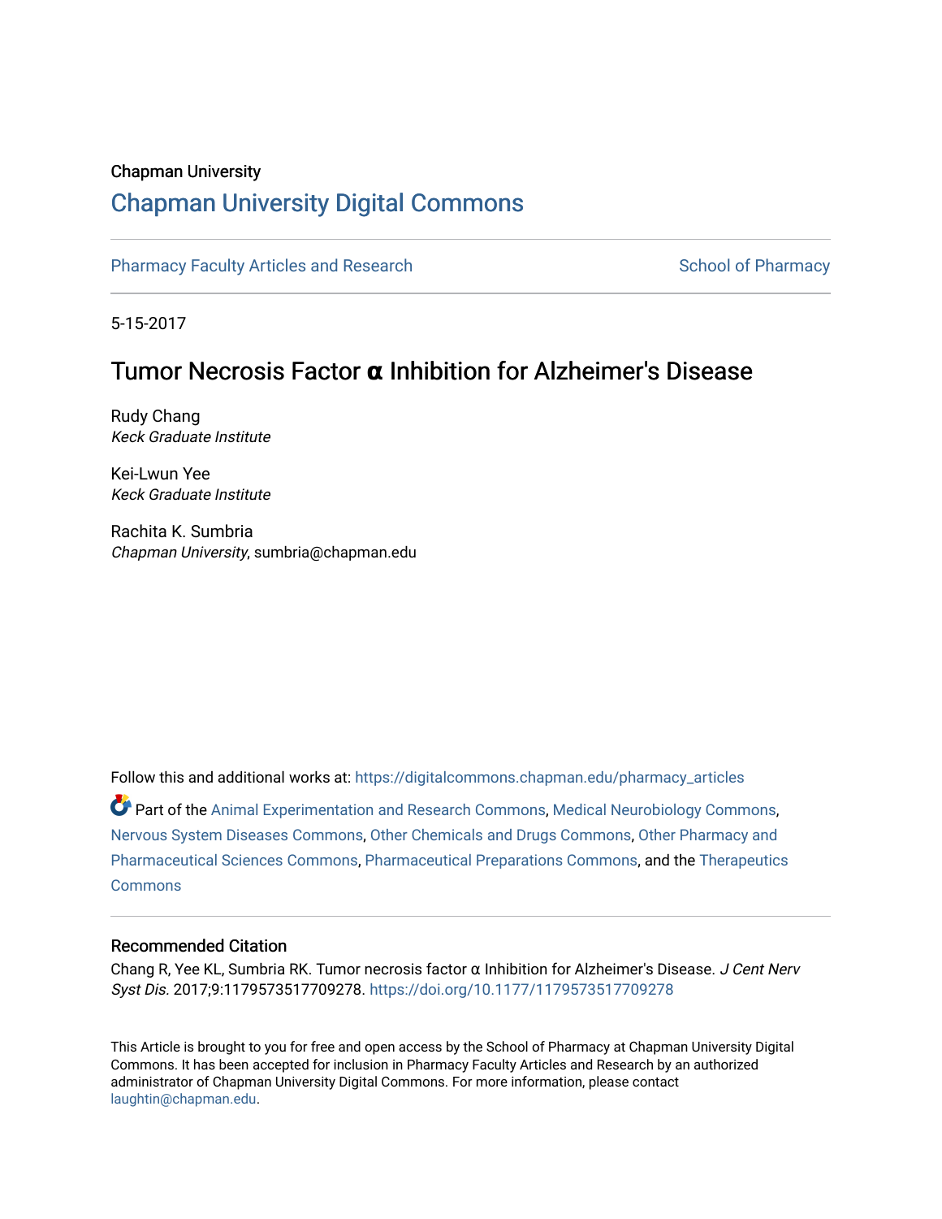Chapman University

## Chapman University Digital Commons

Pharmacy Faculty Articles and Research — School of Pharmacy

5-15-2017

# Tumor Necrosis Factor α Inhibition for Alzheimer's Disease

Rudy Chang
*Keck Graduate Institute*

Kei-Lwun Yee
*Keck Graduate Institute*

Rachita K. Sumbria
*Chapman University*, sumbria@chapman.edu

Follow this and additional works at: https://digitalcommons.chapman.edu/pharmacy_articles

Part of the Animal Experimentation and Research Commons, Medical Neurobiology Commons, Nervous System Diseases Commons, Other Chemicals and Drugs Commons, Other Pharmacy and Pharmaceutical Sciences Commons, Pharmaceutical Preparations Commons, and the Therapeutics Commons

### Recommended Citation

Chang R, Yee KL, Sumbria RK. Tumor necrosis factor α Inhibition for Alzheimer's Disease. *J Cent Nerv Syst Dis.* 2017;9:1179573517709278. https://doi.org/10.1177/1179573517709278

This Article is brought to you for free and open access by the School of Pharmacy at Chapman University Digital Commons. It has been accepted for inclusion in Pharmacy Faculty Articles and Research by an authorized administrator of Chapman University Digital Commons. For more information, please contact laughtin@chapman.edu.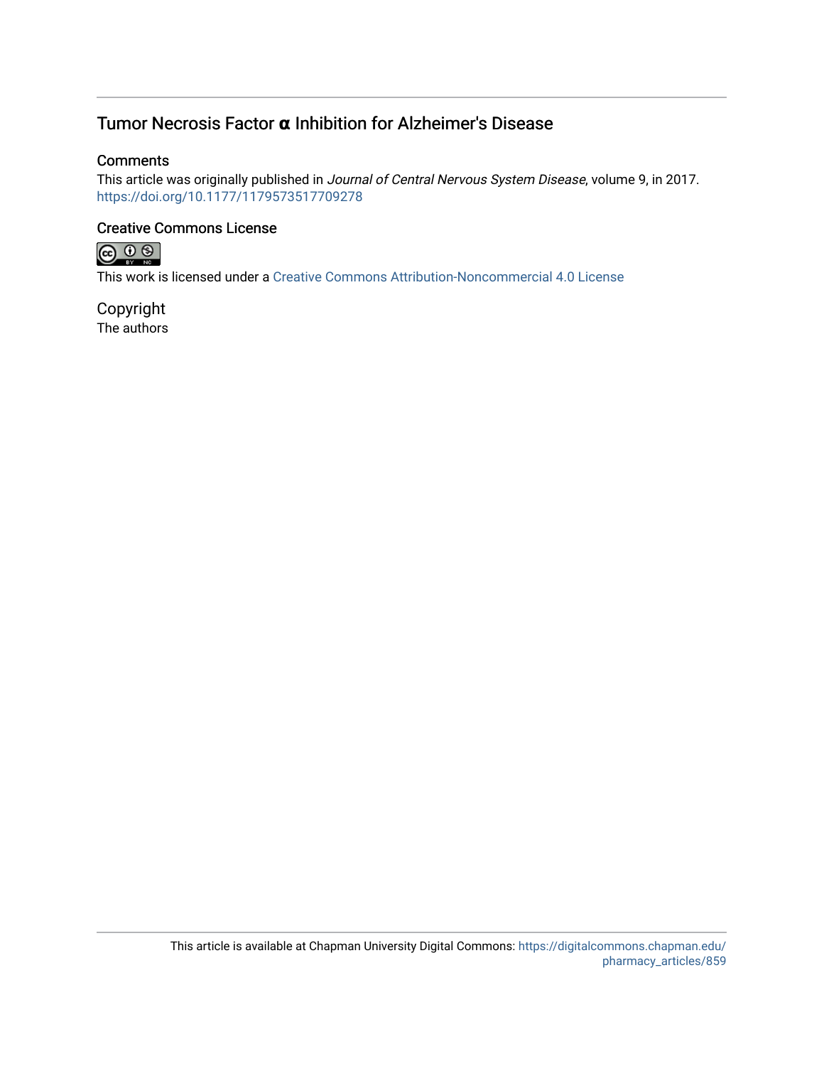# Tumor Necrosis Factor α Inhibition for Alzheimer's Disease

## Comments

This article was originally published in *Journal of Central Nervous System Disease*, volume 9, in 2017. https://doi.org/10.1177/1179573517709278

## Creative Commons License

This work is licensed under a Creative Commons Attribution-Noncommercial 4.0 License

## Copyright

The authors

This article is available at Chapman University Digital Commons: https://digitalcommons.chapman.edu/pharmacy_articles/859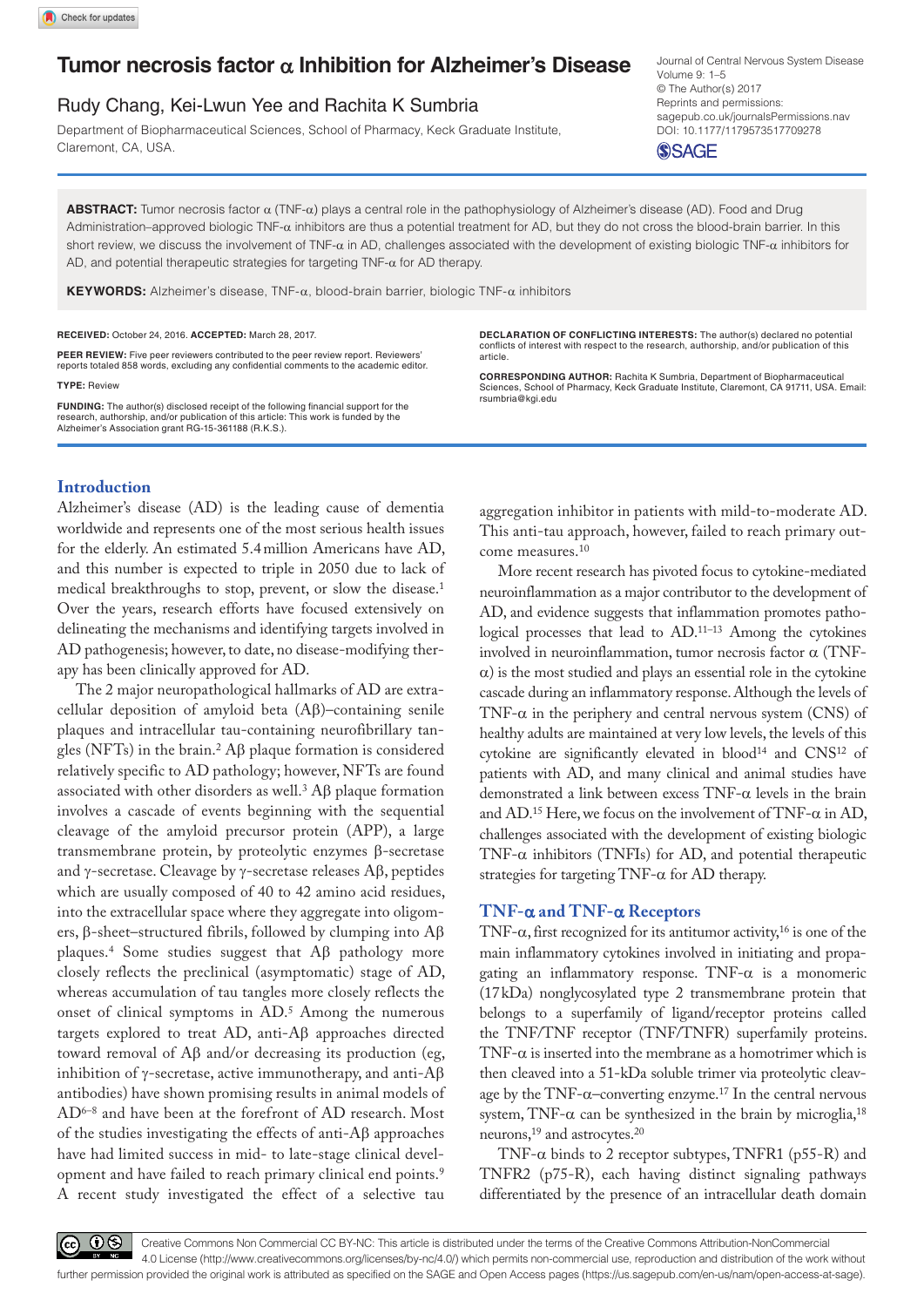# Tumor necrosis factor α Inhibition for Alzheimer's Disease

Rudy Chang, Kei-Lwun Yee and Rachita K Sumbria

Department of Biopharmaceutical Sciences, School of Pharmacy, Keck Graduate Institute, Claremont, CA, USA.

Journal of Central Nervous System Disease
Volume 9: 1–5
© The Author(s) 2017
Reprints and permissions: sagepub.co.uk/journalsPermissions.nav
DOI: 10.1177/1179573517709278

**ABSTRACT:** Tumor necrosis factor α (TNF-α) plays a central role in the pathophysiology of Alzheimer's disease (AD). Food and Drug Administration–approved biologic TNF-α inhibitors are thus a potential treatment for AD, but they do not cross the blood-brain barrier. In this short review, we discuss the involvement of TNF-α in AD, challenges associated with the development of existing biologic TNF-α inhibitors for AD, and potential therapeutic strategies for targeting TNF-α for AD therapy.

**KEYWORDS:** Alzheimer's disease, TNF-α, blood-brain barrier, biologic TNF-α inhibitors

**RECEIVED:** October 24, 2016. **ACCEPTED:** March 28, 2017.

**PEER REVIEW:** Five peer reviewers contributed to the peer review report. Reviewers' reports totaled 858 words, excluding any confidential comments to the academic editor.

**TYPE:** Review

**FUNDING:** The author(s) disclosed receipt of the following financial support for the research, authorship, and/or publication of this article: This work is funded by the Alzheimer's Association grant RG-15-361188 (R.K.S.).

**DECLARATION OF CONFLICTING INTERESTS:** The author(s) declared no potential conflicts of interest with respect to the research, authorship, and/or publication of this article.

**CORRESPONDING AUTHOR:** Rachita K Sumbria, Department of Biopharmaceutical Sciences, School of Pharmacy, Keck Graduate Institute, Claremont, CA 91711, USA. Email: rsumbria@kgi.edu

## Introduction

Alzheimer's disease (AD) is the leading cause of dementia worldwide and represents one of the most serious health issues for the elderly. An estimated 5.4 million Americans have AD, and this number is expected to triple in 2050 due to lack of medical breakthroughs to stop, prevent, or slow the disease.[1] Over the years, research efforts have focused extensively on delineating the mechanisms and identifying targets involved in AD pathogenesis; however, to date, no disease-modifying therapy has been clinically approved for AD.

The 2 major neuropathological hallmarks of AD are extracellular deposition of amyloid beta (Aβ)–containing senile plaques and intracellular tau-containing neurofibrillary tangles (NFTs) in the brain.[2] Aβ plaque formation is considered relatively specific to AD pathology; however, NFTs are found associated with other disorders as well.[3] Aβ plaque formation involves a cascade of events beginning with the sequential cleavage of the amyloid precursor protein (APP), a large transmembrane protein, by proteolytic enzymes β-secretase and γ-secretase. Cleavage by γ-secretase releases Aβ, peptides which are usually composed of 40 to 42 amino acid residues, into the extracellular space where they aggregate into oligomers, β-sheet–structured fibrils, followed by clumping into Aβ plaques.[4] Some studies suggest that Aβ pathology more closely reflects the preclinical (asymptomatic) stage of AD, whereas accumulation of tau tangles more closely reflects the onset of clinical symptoms in AD.[5] Among the numerous targets explored to treat AD, anti-Aβ approaches directed toward removal of Aβ and/or decreasing its production (eg, inhibition of γ-secretase, active immunotherapy, and anti-Aβ antibodies) have shown promising results in animal models of AD[6–8] and have been at the forefront of AD research. Most of the studies investigating the effects of anti-Aβ approaches have had limited success in mid- to late-stage clinical development and have failed to reach primary clinical end points.[9] A recent study investigated the effect of a selective tau aggregation inhibitor in patients with mild-to-moderate AD. This anti-tau approach, however, failed to reach primary outcome measures.[10]

More recent research has pivoted focus to cytokine-mediated neuroinflammation as a major contributor to the development of AD, and evidence suggests that inflammation promotes pathological processes that lead to AD.[11–13] Among the cytokines involved in neuroinflammation, tumor necrosis factor α (TNF-α) is the most studied and plays an essential role in the cytokine cascade during an inflammatory response. Although the levels of TNF-α in the periphery and central nervous system (CNS) of healthy adults are maintained at very low levels, the levels of this cytokine are significantly elevated in blood[14] and CNS[12] of patients with AD, and many clinical and animal studies have demonstrated a link between excess TNF-α levels in the brain and AD.[15] Here, we focus on the involvement of TNF-α in AD, challenges associated with the development of existing biologic TNF-α inhibitors (TNFIs) for AD, and potential therapeutic strategies for targeting TNF-α for AD therapy.

## TNF-α and TNF-α Receptors

TNF-α, first recognized for its antitumor activity,[16] is one of the main inflammatory cytokines involved in initiating and propagating an inflammatory response. TNF-α is a monomeric (17 kDa) nonglycosylated type 2 transmembrane protein that belongs to a superfamily of ligand/receptor proteins called the TNF/TNF receptor (TNF/TNFR) superfamily proteins. TNF-α is inserted into the membrane as a homotrimer which is then cleaved into a 51-kDa soluble trimer via proteolytic cleavage by the TNF-α–converting enzyme.[17] In the central nervous system, TNF-α can be synthesized in the brain by microglia,[18] neurons,[19] and astrocytes.[20]

TNF-α binds to 2 receptor subtypes, TNFR1 (p55-R) and TNFR2 (p75-R), each having distinct signaling pathways differentiated by the presence of an intracellular death domain

Creative Commons Non Commercial CC BY-NC: This article is distributed under the terms of the Creative Commons Attribution-NonCommercial 4.0 License (http://www.creativecommons.org/licenses/by-nc/4.0/) which permits non-commercial use, reproduction and distribution of the work without further permission provided the original work is attributed as specified on the SAGE and Open Access pages (https://us.sagepub.com/en-us/nam/open-access-at-sage).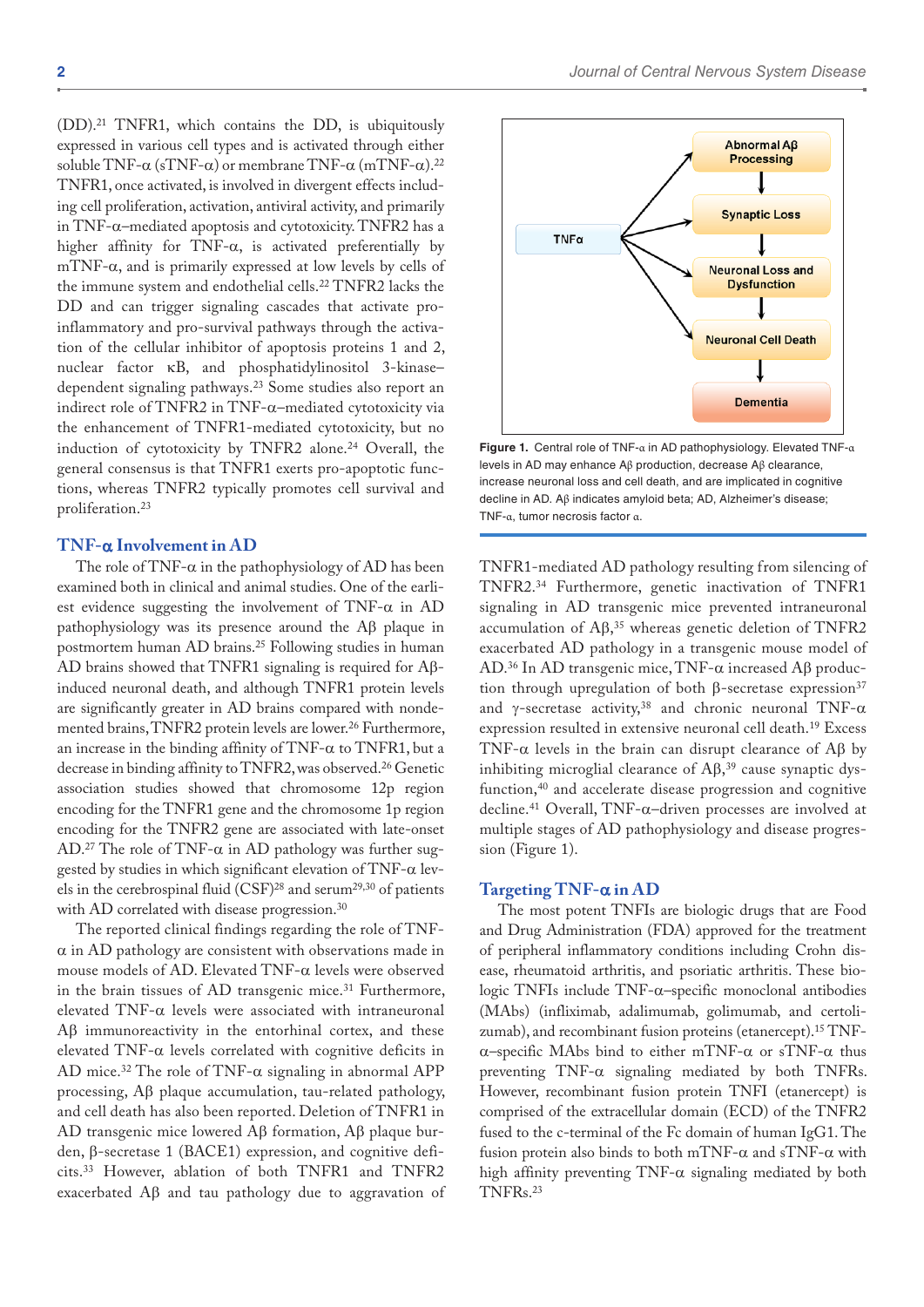(DD).[21] TNFR1, which contains the DD, is ubiquitously expressed in various cell types and is activated through either soluble TNF-α (sTNF-α) or membrane TNF-α (mTNF-α).[22] TNFR1, once activated, is involved in divergent effects including cell proliferation, activation, antiviral activity, and primarily in TNF-α–mediated apoptosis and cytotoxicity. TNFR2 has a higher affinity for TNF-α, is activated preferentially by mTNF-α, and is primarily expressed at low levels by cells of the immune system and endothelial cells.[22] TNFR2 lacks the DD and can trigger signaling cascades that activate pro-inflammatory and pro-survival pathways through the activation of the cellular inhibitor of apoptosis proteins 1 and 2, nuclear factor κB, and phosphatidylinositol 3-kinase–dependent signaling pathways.[23] Some studies also report an indirect role of TNFR2 in TNF-α–mediated cytotoxicity via the enhancement of TNFR1-mediated cytotoxicity, but no induction of cytotoxicity by TNFR2 alone.[24] Overall, the general consensus is that TNFR1 exerts pro-apoptotic functions, whereas TNFR2 typically promotes cell survival and proliferation.[23]

## TNF-α Involvement in AD

The role of TNF-α in the pathophysiology of AD has been examined both in clinical and animal studies. One of the earliest evidence suggesting the involvement of TNF-α in AD pathophysiology was its presence around the Aβ plaque in postmortem human AD brains.[25] Following studies in human AD brains showed that TNFR1 signaling is required for Aβ-induced neuronal death, and although TNFR1 protein levels are significantly greater in AD brains compared with nondemented brains, TNFR2 protein levels are lower.[26] Furthermore, an increase in the binding affinity of TNF-α to TNFR1, but a decrease in binding affinity to TNFR2, was observed.[26] Genetic association studies showed that chromosome 12p region encoding for the TNFR1 gene and the chromosome 1p region encoding for the TNFR2 gene are associated with late-onset AD.[27] The role of TNF-α in AD pathology was further suggested by studies in which significant elevation of TNF-α levels in the cerebrospinal fluid (CSF)[28] and serum[29,30] of patients with AD correlated with disease progression.[30]

The reported clinical findings regarding the role of TNF-α in AD pathology are consistent with observations made in mouse models of AD. Elevated TNF-α levels were observed in the brain tissues of AD transgenic mice.[31] Furthermore, elevated TNF-α levels were associated with intraneuronal Aβ immunoreactivity in the entorhinal cortex, and these elevated TNF-α levels correlated with cognitive deficits in AD mice.[32] The role of TNF-α signaling in abnormal APP processing, Aβ plaque accumulation, tau-related pathology, and cell death has also been reported. Deletion of TNFR1 in AD transgenic mice lowered Aβ formation, Aβ plaque burden, β-secretase 1 (BACE1) expression, and cognitive deficits.[33] However, ablation of both TNFR1 and TNFR2 exacerbated Aβ and tau pathology due to aggravation of TNFR1-mediated AD pathology resulting from silencing of TNFR2.[34] Furthermore, genetic inactivation of TNFR1 signaling in AD transgenic mice prevented intraneuronal accumulation of Aβ,[35] whereas genetic deletion of TNFR2 exacerbated AD pathology in a transgenic mouse model of AD.[36] In AD transgenic mice, TNF-α increased Aβ production through upregulation of both β-secretase expression[37] and γ-secretase activity,[38] and chronic neuronal TNF-α expression resulted in extensive neuronal cell death.[19] Excess TNF-α levels in the brain can disrupt clearance of Aβ by inhibiting microglial clearance of Aβ,[39] cause synaptic dysfunction,[40] and accelerate disease progression and cognitive decline.[41] Overall, TNF-α–driven processes are involved at multiple stages of AD pathophysiology and disease progression (Figure 1).

Figure 1. Central role of TNF-α in AD pathophysiology. Elevated TNF-α levels in AD may enhance Aβ production, decrease Aβ clearance, increase neuronal loss and cell death, and are implicated in cognitive decline in AD. Aβ indicates amyloid beta; AD, Alzheimer's disease; TNF-α, tumor necrosis factor α.

## Targeting TNF-α in AD

The most potent TNFIs are biologic drugs that are Food and Drug Administration (FDA) approved for the treatment of peripheral inflammatory conditions including Crohn disease, rheumatoid arthritis, and psoriatic arthritis. These biologic TNFIs include TNF-α–specific monoclonal antibodies (MAbs) (infliximab, adalimumab, golimumab, and certolizumab), and recombinant fusion proteins (etanercept).[15] TNF-α–specific MAbs bind to either mTNF-α or sTNF-α thus preventing TNF-α signaling mediated by both TNFRs. However, recombinant fusion protein TNFI (etanercept) is comprised of the extracellular domain (ECD) of the TNFR2 fused to the c-terminal of the Fc domain of human IgG1. The fusion protein also binds to both mTNF-α and sTNF-α with high affinity preventing TNF-α signaling mediated by both TNFRs.[23]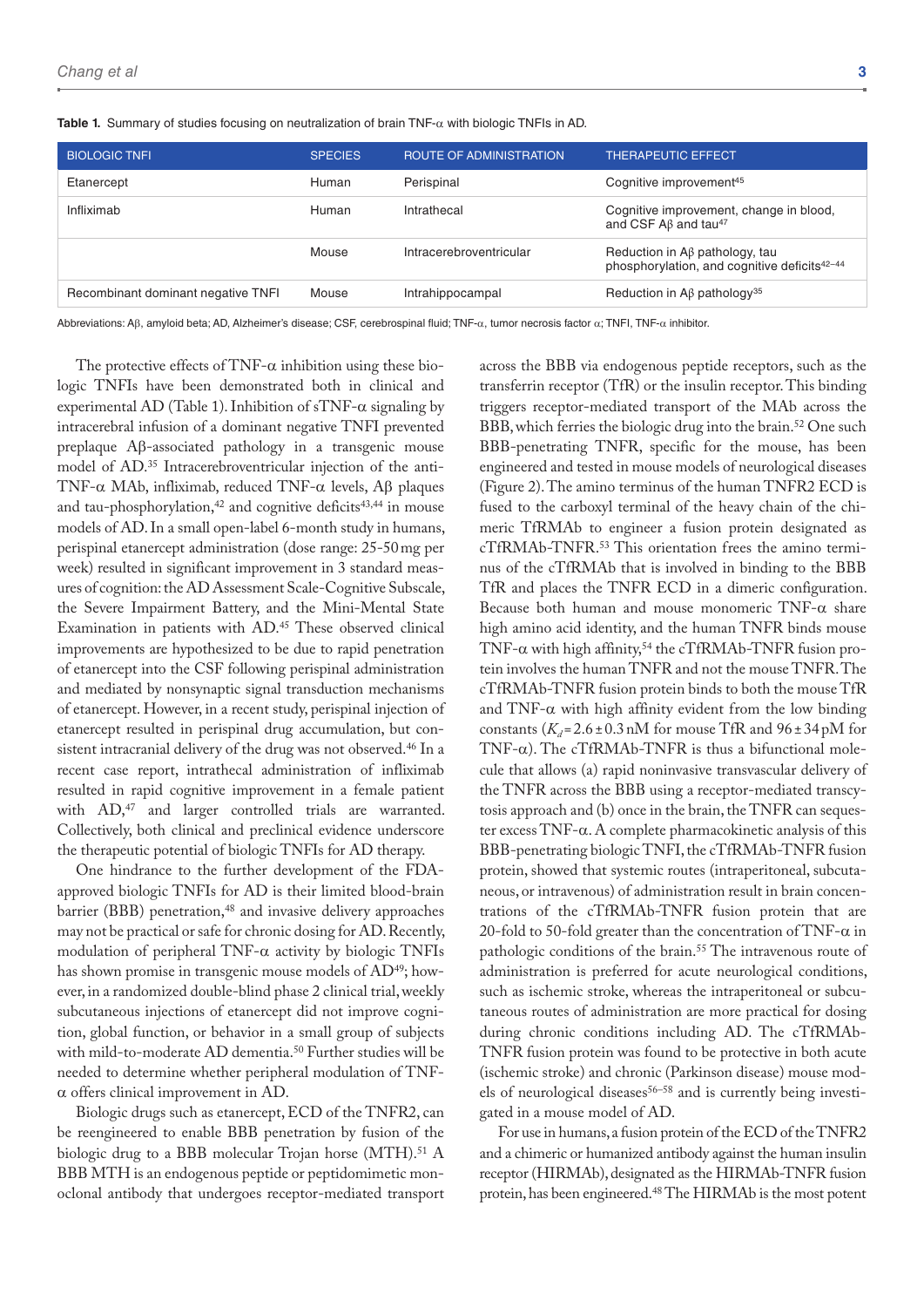**Table 1.** Summary of studies focusing on neutralization of brain TNF-α with biologic TNFIs in AD.

| BIOLOGIC TNFI | SPECIES | ROUTE OF ADMINISTRATION | THERAPEUTIC EFFECT |
|---|---|---|---|
| Etanercept | Human | Perispinal | Cognitive improvement[45] |
| Infliximab | Human | Intrathecal | Cognitive improvement, change in blood, and CSF Aβ and tau[47] |
| | Mouse | Intracerebroventricular | Reduction in Aβ pathology, tau phosphorylation, and cognitive deficits[42–44] |
| Recombinant dominant negative TNFI | Mouse | Intrahippocampal | Reduction in Aβ pathology[35] |

Abbreviations: Aβ, amyloid beta; AD, Alzheimer's disease; CSF, cerebrospinal fluid; TNF-α, tumor necrosis factor α; TNFI, TNF-α inhibitor.

The protective effects of TNF-α inhibition using these biologic TNFIs have been demonstrated both in clinical and experimental AD (Table 1). Inhibition of sTNF-α signaling by intracerebral infusion of a dominant negative TNFI prevented preplaque Aβ-associated pathology in a transgenic mouse model of AD.[35] Intracerebroventricular injection of the anti-TNF-α MAb, infliximab, reduced TNF-α levels, Aβ plaques and tau-phosphorylation,[42] and cognitive deficits[43,44] in mouse models of AD. In a small open-label 6-month study in humans, perispinal etanercept administration (dose range: 25-50 mg per week) resulted in significant improvement in 3 standard measures of cognition: the AD Assessment Scale-Cognitive Subscale, the Severe Impairment Battery, and the Mini-Mental State Examination in patients with AD.[45] These observed clinical improvements are hypothesized to be due to rapid penetration of etanercept into the CSF following perispinal administration and mediated by nonsynaptic signal transduction mechanisms of etanercept. However, in a recent study, perispinal injection of etanercept resulted in perispinal drug accumulation, but consistent intracranial delivery of the drug was not observed.[46] In a recent case report, intrathecal administration of infliximab resulted in rapid cognitive improvement in a female patient with AD,[47] and larger controlled trials are warranted. Collectively, both clinical and preclinical evidence underscore the therapeutic potential of biologic TNFIs for AD therapy.

One hindrance to the further development of the FDA-approved biologic TNFIs for AD is their limited blood-brain barrier (BBB) penetration,[48] and invasive delivery approaches may not be practical or safe for chronic dosing for AD. Recently, modulation of peripheral TNF-α activity by biologic TNFIs has shown promise in transgenic mouse models of AD[49]; however, in a randomized double-blind phase 2 clinical trial, weekly subcutaneous injections of etanercept did not improve cognition, global function, or behavior in a small group of subjects with mild-to-moderate AD dementia.[50] Further studies will be needed to determine whether peripheral modulation of TNF-α offers clinical improvement in AD.

Biologic drugs such as etanercept, ECD of the TNFR2, can be reengineered to enable BBB penetration by fusion of the biologic drug to a BBB molecular Trojan horse (MTH).[51] A BBB MTH is an endogenous peptide or peptidomimetic monoclonal antibody that undergoes receptor-mediated transport across the BBB via endogenous peptide receptors, such as the transferrin receptor (TfR) or the insulin receptor. This binding triggers receptor-mediated transport of the MAb across the BBB, which ferries the biologic drug into the brain.[52] One such BBB-penetrating TNFR, specific for the mouse, has been engineered and tested in mouse models of neurological diseases (Figure 2). The amino terminus of the human TNFR2 ECD is fused to the carboxyl terminal of the heavy chain of the chimeric TfRMAb to engineer a fusion protein designated as cTfRMAb-TNFR.[53] This orientation frees the amino terminus of the cTfRMAb that is involved in binding to the BBB TfR and places the TNFR ECD in a dimeric configuration. Because both human and mouse monomeric TNF-α share high amino acid identity, and the human TNFR binds mouse TNF-α with high affinity,[54] the cTfRMAb-TNFR fusion protein involves the human TNFR and not the mouse TNFR. The cTfRMAb-TNFR fusion protein binds to both the mouse TfR and TNF-α with high affinity evident from the low binding constants ($K_d = 2.6 \pm 0.3$ nM for mouse TfR and $96 \pm 34$ pM for TNF-α). The cTfRMAb-TNFR is thus a bifunctional molecule that allows (a) rapid noninvasive transvascular delivery of the TNFR across the BBB using a receptor-mediated transcytosis approach and (b) once in the brain, the TNFR can sequester excess TNF-α. A complete pharmacokinetic analysis of this BBB-penetrating biologic TNFI, the cTfRMAb-TNFR fusion protein, showed that systemic routes (intraperitoneal, subcutaneous, or intravenous) of administration result in brain concentrations of the cTfRMAb-TNFR fusion protein that are 20-fold to 50-fold greater than the concentration of TNF-α in pathologic conditions of the brain.[55] The intravenous route of administration is preferred for acute neurological conditions, such as ischemic stroke, whereas the intraperitoneal or subcutaneous routes of administration are more practical for dosing during chronic conditions including AD. The cTfRMAb-TNFR fusion protein was found to be protective in both acute (ischemic stroke) and chronic (Parkinson disease) mouse models of neurological diseases[56–58] and is currently being investigated in a mouse model of AD.

For use in humans, a fusion protein of the ECD of the TNFR2 and a chimeric or humanized antibody against the human insulin receptor (HIRMAb), designated as the HIRMAb-TNFR fusion protein, has been engineered.[48] The HIRMAb is the most potent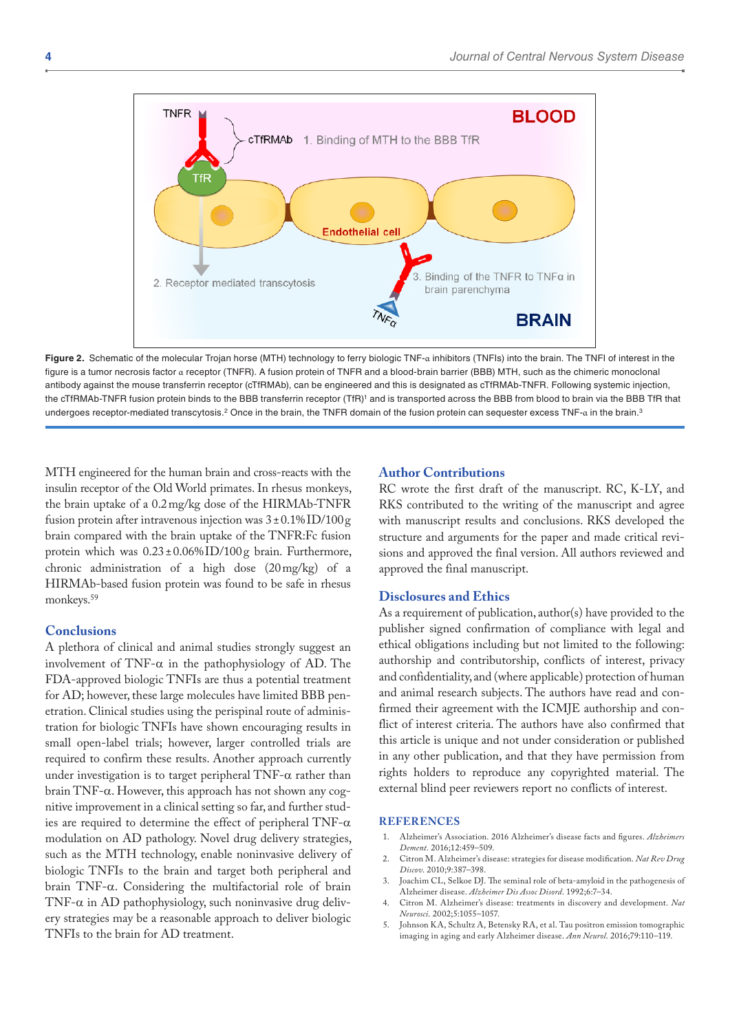**Figure 2.** Schematic of the molecular Trojan horse (MTH) technology to ferry biologic TNF-α inhibitors (TNFIs) into the brain. The TNFI of interest in the figure is a tumor necrosis factor α receptor (TNFR). A fusion protein of TNFR and a blood-brain barrier (BBB) MTH, such as the chimeric monoclonal antibody against the mouse transferrin receptor (cTfRMAb), can be engineered and this is designated as cTfRMAb-TNFR. Following systemic injection, the cTfRMAb-TNFR fusion protein binds to the BBB transferrin receptor (TfR)[1] and is transported across the BBB from blood to brain via the BBB TfR that undergoes receptor-mediated transcytosis.[2] Once in the brain, the TNFR domain of the fusion protein can sequester excess TNF-α in the brain.[3]

MTH engineered for the human brain and cross-reacts with the insulin receptor of the Old World primates. In rhesus monkeys, the brain uptake of a 0.2 mg/kg dose of the HIRMAb-TNFR fusion protein after intravenous injection was 3 ± 0.1% ID/100 g brain compared with the brain uptake of the TNFR:Fc fusion protein which was 0.23 ± 0.06% ID/100 g brain. Furthermore, chronic administration of a high dose (20 mg/kg) of a HIRMAb-based fusion protein was found to be safe in rhesus monkeys.[59]

## Conclusions

A plethora of clinical and animal studies strongly suggest an involvement of TNF-α in the pathophysiology of AD. The FDA-approved biologic TNFIs are thus a potential treatment for AD; however, these large molecules have limited BBB penetration. Clinical studies using the perispinal route of administration for biologic TNFIs have shown encouraging results in small open-label trials; however, larger controlled trials are required to confirm these results. Another approach currently under investigation is to target peripheral TNF-α rather than brain TNF-α. However, this approach has not shown any cognitive improvement in a clinical setting so far, and further studies are required to determine the effect of peripheral TNF-α modulation on AD pathology. Novel drug delivery strategies, such as the MTH technology, enable noninvasive delivery of biologic TNFIs to the brain and target both peripheral and brain TNF-α. Considering the multifactorial role of brain TNF-α in AD pathophysiology, such noninvasive drug delivery strategies may be a reasonable approach to deliver biologic TNFIs to the brain for AD treatment.

## Author Contributions

RC wrote the first draft of the manuscript. RC, K-LY, and RKS contributed to the writing of the manuscript and agree with manuscript results and conclusions. RKS developed the structure and arguments for the paper and made critical revisions and approved the final version. All authors reviewed and approved the final manuscript.

## Disclosures and Ethics

As a requirement of publication, author(s) have provided to the publisher signed confirmation of compliance with legal and ethical obligations including but not limited to the following: authorship and contributorship, conflicts of interest, privacy and confidentiality, and (where applicable) protection of human and animal research subjects. The authors have read and confirmed their agreement with the ICMJE authorship and conflict of interest criteria. The authors have also confirmed that this article is unique and not under consideration or published in any other publication, and that they have permission from rights holders to reproduce any copyrighted material. The external blind peer reviewers report no conflicts of interest.

## REFERENCES

1. Alzheimer's Association. 2016 Alzheimer's disease facts and figures. *Alzheimers Dement*. 2016;12:459–509.
2. Citron M. Alzheimer's disease: strategies for disease modification. *Nat Rev Drug Discov*. 2010;9:387–398.
3. Joachim CL, Selkoe DJ. The seminal role of beta-amyloid in the pathogenesis of Alzheimer disease. *Alzheimer Dis Assoc Disord*. 1992;6:7–34.
4. Citron M. Alzheimer's disease: treatments in discovery and development. *Nat Neurosci*. 2002;5:1055–1057.
5. Johnson KA, Schultz A, Betensky RA, et al. Tau positron emission tomographic imaging in aging and early Alzheimer disease. *Ann Neurol*. 2016;79:110–119.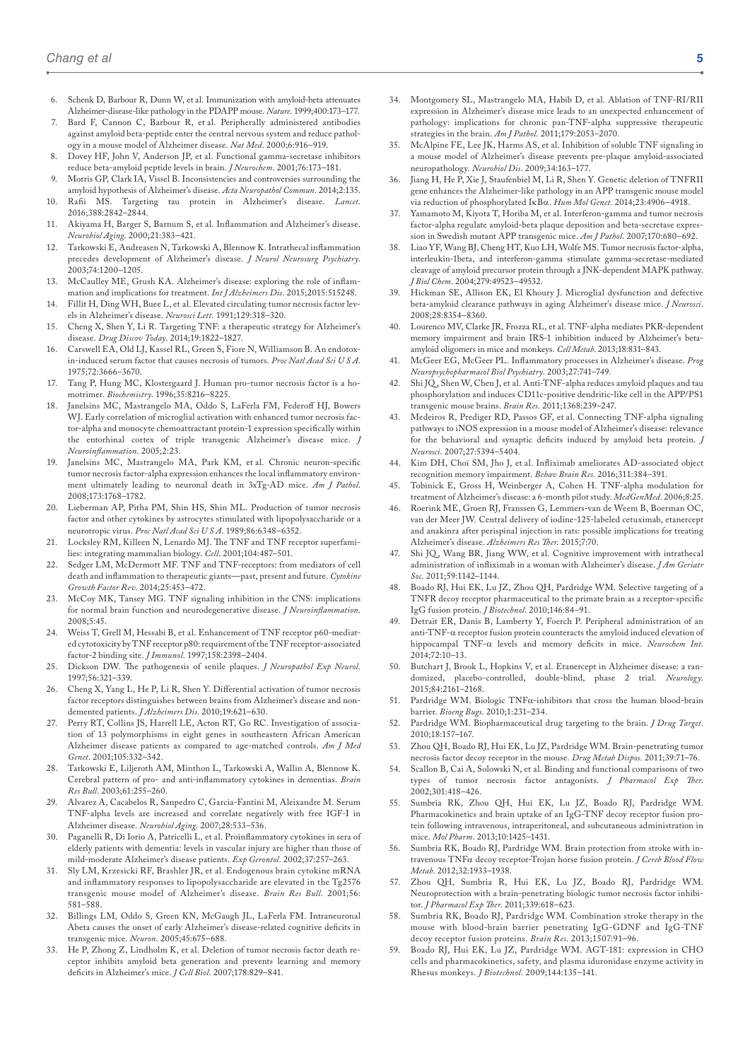6. Schenk D, Barbour R, Dunn W, et al. Immunization with amyloid-beta attenuates Alzheimer-disease-like pathology in the PDAPP mouse. *Nature*. 1999;400:173–177.
7. Bard F, Cannon C, Barbour R, et al. Peripherally administered antibodies against amyloid beta-peptide enter the central nervous system and reduce pathology in a mouse model of Alzheimer disease. *Nat Med*. 2000;6:916–919.
8. Dovey HF, John V, Anderson JP, et al. Functional gamma-secretase inhibitors reduce beta-amyloid peptide levels in brain. *J Neurochem*. 2001;76:173–181.
9. Morris GP, Clark IA, Vissel B. Inconsistencies and controversies surrounding the amyloid hypothesis of Alzheimer's disease. *Acta Neuropathol Commun*. 2014;2:135.
10. Rafii MS. Targeting tau protein in Alzheimer's disease. *Lancet*. 2016;388:2842–2844.
11. Akiyama H, Barger S, Barnum S, et al. Inflammation and Alzheimer's disease. *Neurobiol Aging*. 2000;21:383–421.
12. Tarkowski E, Andreasen N, Tarkowski A, Blennow K. Intrathecal inflammation precedes development of Alzheimer's disease. *J Neurol Neurosurg Psychiatry*. 2003;74:1200–1205.
13. McCaulley ME, Grush KA. Alzheimer's disease: exploring the role of inflammation and implications for treatment. *Int J Alzheimers Dis*. 2015;2015:515248.
14. Fillit H, Ding WH, Buee L, et al. Elevated circulating tumor necrosis factor levels in Alzheimer's disease. *Neurosci Lett*. 1991;129:318–320.
15. Cheng X, Shen Y, Li R. Targeting TNF: a therapeutic strategy for Alzheimer's disease. *Drug Discov Today*. 2014;19:1822–1827.
16. Carswell EA, Old LJ, Kassel RL, Green S, Fiore N, Williamson B. An endotoxin-induced serum factor that causes necrosis of tumors. *Proc Natl Acad Sci U S A*. 1975;72:3666–3670.
17. Tang P, Hung MC, Klostergaard J. Human pro-tumor necrosis factor is a homotrimer. *Biochemistry*. 1996;35:8216–8225.
18. Janelsins MC, Mastrangelo MA, Oddo S, LaFerla FM, Federoff HJ, Bowers WJ. Early correlation of microglial activation with enhanced tumor necrosis factor-alpha and monocyte chemoattractant protein-1 expression specifically within the entorhinal cortex of triple transgenic Alzheimer's disease mice. *J Neuroinflammation*. 2005;2:23.
19. Janelsins MC, Mastrangelo MA, Park KM, et al. Chronic neuron-specific tumor necrosis factor-alpha expression enhances the local inflammatory environment ultimately leading to neuronal death in 3xTg-AD mice. *Am J Pathol*. 2008;173:1768–1782.
20. Lieberman AP, Pitha PM, Shin HS, Shin ML. Production of tumor necrosis factor and other cytokines by astrocytes stimulated with lipopolysaccharide or a neurotropic virus. *Proc Natl Acad Sci U S A*. 1989;86:6348–6352.
21. Locksley RM, Killeen N, Lenardo MJ. The TNF and TNF receptor superfamilies: integrating mammalian biology. *Cell*. 2001;104:487–501.
22. Sedger LM, McDermott MF. TNF and TNF-receptors: from mediators of cell death and inflammation to therapeutic giants—past, present and future. *Cytokine Growth Factor Rev*. 2014;25:453–472.
23. McCoy MK, Tansey MG. TNF signaling inhibition in the CNS: implications for normal brain function and neurodegenerative disease. *J Neuroinflammation*. 2008;5:45.
24. Weiss T, Grell M, Hessabi B, et al. Enhancement of TNF receptor p60-mediated cytotoxicity by TNF receptor p80: requirement of the TNF receptor-associated factor-2 binding site. *J Immunol*. 1997;158:2398–2404.
25. Dickson DW. The pathogenesis of senile plaques. *J Neuropathol Exp Neurol*. 1997;56:321–339.
26. Cheng X, Yang L, He P, Li R, Shen Y. Differential activation of tumor necrosis factor receptors distinguishes between brains from Alzheimer's disease and non-demented patients. *J Alzheimers Dis*. 2010;19:621–630.
27. Perry RT, Collins JS, Harrell LE, Acton RT, Go RC. Investigation of association of 13 polymorphisms in eight genes in southeastern African American Alzheimer disease patients as compared to age-matched controls. *Am J Med Genet*. 2001;105:332–342.
28. Tarkowski E, Liljeroth AM, Minthon L, Tarkowski A, Wallin A, Blennow K. Cerebral pattern of pro- and anti-inflammatory cytokines in dementias. *Brain Res Bull*. 2003;61:255–260.
29. Alvarez A, Cacabelos R, Sanpedro C, Garcia-Fantini M, Aleixandre M. Serum TNF-alpha levels are increased and correlate negatively with free IGF-I in Alzheimer disease. *Neurobiol Aging*. 2007;28:533–536.
30. Paganelli R, Di Iorio A, Patricelli L, et al. Proinflammatory cytokines in sera of elderly patients with dementia: levels in vascular injury are higher than those of mild-moderate Alzheimer's disease patients. *Exp Gerontol*. 2002;37:257–263.
31. Sly LM, Krzesicki RF, Brashler JR, et al. Endogenous brain cytokine mRNA and inflammatory responses to lipopolysaccharide are elevated in the Tg2576 transgenic mouse model of Alzheimer's disease. *Brain Res Bull*. 2001;56:581–588.
32. Billings LM, Oddo S, Green KN, McGaugh JL, LaFerla FM. Intraneuronal Abeta causes the onset of early Alzheimer's disease-related cognitive deficits in transgenic mice. *Neuron*. 2005;45:675–688.
33. He P, Zhong Z, Lindholm K, et al. Deletion of tumor necrosis factor death receptor inhibits amyloid beta generation and prevents learning and memory deficits in Alzheimer's mice. *J Cell Biol*. 2007;178:829–841.
34. Montgomery SL, Mastrangelo MA, Habib D, et al. Ablation of TNF-RI/RII expression in Alzheimer's disease mice leads to an unexpected enhancement of pathology: implications for chronic pan-TNF-alpha suppressive therapeutic strategies in the brain. *Am J Pathol*. 2011;179:2053–2070.
35. McAlpine FE, Lee JK, Harms AS, et al. Inhibition of soluble TNF signaling in a mouse model of Alzheimer's disease prevents pre-plaque amyloid-associated neuropathology. *Neurobiol Dis*. 2009;34:163–177.
36. Jiang H, He P, Xie J, Staufenbiel M, Li R, Shen Y. Genetic deletion of TNFRII gene enhances the Alzheimer-like pathology in an APP transgenic mouse model via reduction of phosphorylated IκBα. *Hum Mol Genet*. 2014;23:4906–4918.
37. Yamamoto M, Kiyota T, Horiba M, et al. Interferon-gamma and tumor necrosis factor-alpha regulate amyloid-beta plaque deposition and beta-secretase expression in Swedish mutant APP transgenic mice. *Am J Pathol*. 2007;170:680–692.
38. Liao YF, Wang BJ, Cheng HT, Kuo LH, Wolfe MS. Tumor necrosis factor-alpha, interleukin-1beta, and interferon-gamma stimulate gamma-secretase-mediated cleavage of amyloid precursor protein through a JNK-dependent MAPK pathway. *J Biol Chem*. 2004;279:49523–49532.
39. Hickman SE, Allison EK, El Khoury J. Microglial dysfunction and defective beta-amyloid clearance pathways in aging Alzheimer's disease mice. *J Neurosci*. 2008;28:8354–8360.
40. Lourenco MV, Clarke JR, Frozza RL, et al. TNF-alpha mediates PKR-dependent memory impairment and brain IRS-1 inhibition induced by Alzheimer's beta-amyloid oligomers in mice and monkeys. *Cell Metab*. 2013;18:831–843.
41. McGeer EG, McGeer PL. Inflammatory processes in Alzheimer's disease. *Prog Neuropsychopharmacol Biol Psychiatry*. 2003;27:741–749.
42. Shi JQ, Shen W, Chen J, et al. Anti-TNF-alpha reduces amyloid plaques and tau phosphorylation and induces CD11c-positive dendritic-like cell in the APP/PS1 transgenic mouse brains. *Brain Res*. 2011;1368:239–247.
43. Medeiros R, Prediger RD, Passos GF, et al. Connecting TNF-alpha signaling pathways to iNOS expression in a mouse model of Alzheimer's disease: relevance for the behavioral and synaptic deficits induced by amyloid beta protein. *J Neurosci*. 2007;27:5394–5404.
44. Kim DH, Choi SM, Jho J, et al. Infliximab ameliorates AD-associated object recognition memory impairment. *Behav Brain Res*. 2016;311:384–391.
45. Tobinick E, Gross H, Weinberger A, Cohen H. TNF-alpha modulation for treatment of Alzheimer's disease: a 6-month pilot study. *MedGenMed*. 2006;8:25.
46. Roerink ME, Groen RJ, Franssen G, Lemmers-van de Weem B, Boerman OC, van der Meer JW. Central delivery of iodine-125-labeled cetuximab, etanercept and anakinra after perispinal injection in rats: possible implications for treating Alzheimer's disease. *Alzheimers Res Ther*. 2015;7:70.
47. Shi JQ, Wang BR, Jiang WW, et al. Cognitive improvement with intrathecal administration of infliximab in a woman with Alzheimer's disease. *J Am Geriatr Soc*. 2011;59:1142–1144.
48. Boado RJ, Hui EK, Lu JZ, Zhou QH, Pardridge WM. Selective targeting of a TNFR decoy receptor pharmaceutical to the primate brain as a receptor-specific IgG fusion protein. *J Biotechnol*. 2010;146:84–91.
49. Detrait ER, Danis B, Lamberty Y, Foerch P. Peripheral administration of an anti-TNF-α receptor fusion protein counteracts the amyloid induced elevation of hippocampal TNF-α levels and memory deficits in mice. *Neurochem Int*. 2014;72:10–13.
50. Butchart J, Brook L, Hopkins V, et al. Etanercept in Alzheimer disease: a randomized, placebo-controlled, double-blind, phase 2 trial. *Neurology*. 2015;84:2161–2168.
51. Pardridge WM. Biologic TNFα-inhibitors that cross the human blood-brain barrier. *Bioeng Bugs*. 2010;1:231–234.
52. Pardridge WM. Biopharmaceutical drug targeting to the brain. *J Drug Target*. 2010;18:157–167.
53. Zhou QH, Boado RJ, Hui EK, Lu JZ, Pardridge WM. Brain-penetrating tumor necrosis factor decoy receptor in the mouse. *Drug Metab Dispos*. 2011;39:71–76.
54. Scallon B, Cai A, Solowski N, et al. Binding and functional comparisons of two types of tumor necrosis factor antagonists. *J Pharmacol Exp Ther*. 2002;301:418–426.
55. Sumbria RK, Zhou QH, Hui EK, Lu JZ, Boado RJ, Pardridge WM. Pharmacokinetics and brain uptake of an IgG-TNF decoy receptor fusion protein following intravenous, intraperitoneal, and subcutaneous administration in mice. *Mol Pharm*. 2013;10:1425–1431.
56. Sumbria RK, Boado RJ, Pardridge WM. Brain protection from stroke with intravenous TNFα decoy receptor-Trojan horse fusion protein. *J Cereb Blood Flow Metab*. 2012;32:1933–1938.
57. Zhou QH, Sumbria R, Hui EK, Lu JZ, Boado RJ, Pardridge WM. Neuroprotection with a brain-penetrating biologic tumor necrosis factor inhibitor. *J Pharmacol Exp Ther*. 2011;339:618–623.
58. Sumbria RK, Boado RJ, Pardridge WM. Combination stroke therapy in the mouse with blood-brain barrier penetrating IgG-GDNF and IgG-TNF decoy receptor fusion proteins. *Brain Res*. 2013;1507:91–96.
59. Boado RJ, Hui EK, Lu JZ, Pardridge WM. AGT-181: expression in CHO cells and pharmacokinetics, safety, and plasma iduronidase enzyme activity in Rhesus monkeys. *J Biotechnol*. 2009;144:135–141.